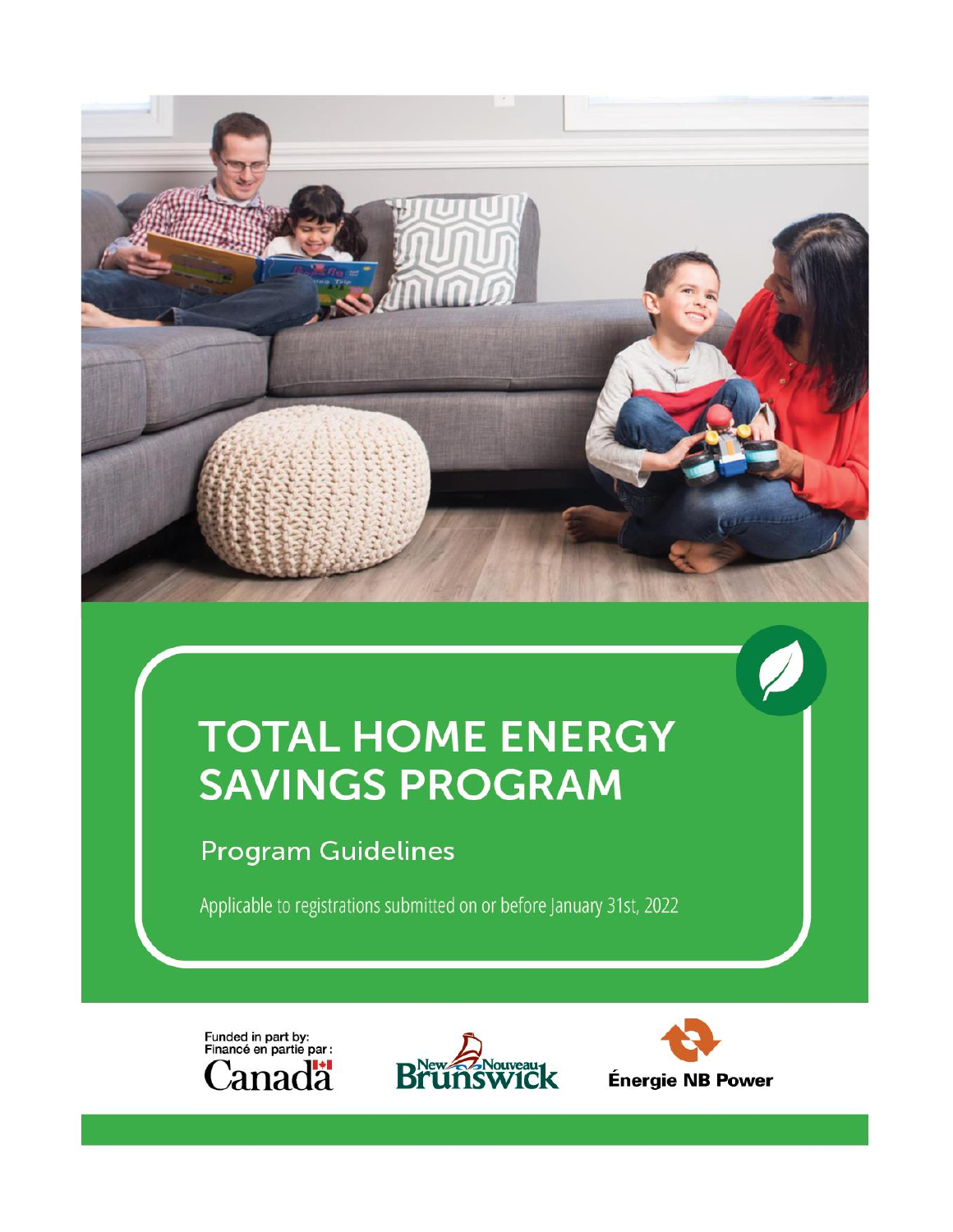# TOTAL HOME ENERGY SAVINGS PROGRAM

## Program Guidelines

Applicable to registrations submitted on or before January 31st, 2022

Funded in part by:
Financé en partie par :
Canada

New Nouveau Brunswick

Énergie NB Power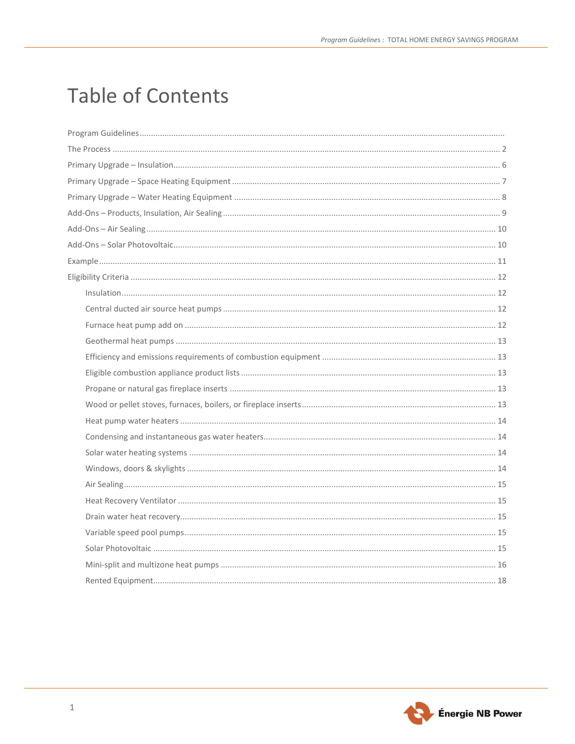# Table of Contents

- Program Guidelines
- The Process ... 2
- Primary Upgrade – Insulation ... 6
- Primary Upgrade – Space Heating Equipment ... 7
- Primary Upgrade – Water Heating Equipment ... 8
- Add-Ons – Products, Insulation, Air Sealing ... 9
- Add-Ons – Air Sealing ... 10
- Add-Ons – Solar Photovoltaic ... 10
- Example ... 11
- Eligibility Criteria ... 12
  - Insulation ... 12
  - Central ducted air source heat pumps ... 12
  - Furnace heat pump add on ... 12
  - Geothermal heat pumps ... 13
  - Efficiency and emissions requirements of combustion equipment ... 13
  - Eligible combustion appliance product lists ... 13
  - Propane or natural gas fireplace inserts ... 13
  - Wood or pellet stoves, furnaces, boilers, or fireplace inserts ... 13
  - Heat pump water heaters ... 14
  - Condensing and instantaneous gas water heaters ... 14
  - Solar water heating systems ... 14
  - Windows, doors & skylights ... 14
  - Air Sealing ... 15
  - Heat Recovery Ventilator ... 15
  - Drain water heat recovery ... 15
  - Variable speed pool pumps ... 15
  - Solar Photovoltaic ... 15
  - Mini-split and multizone heat pumps ... 16
  - Rented Equipment ... 18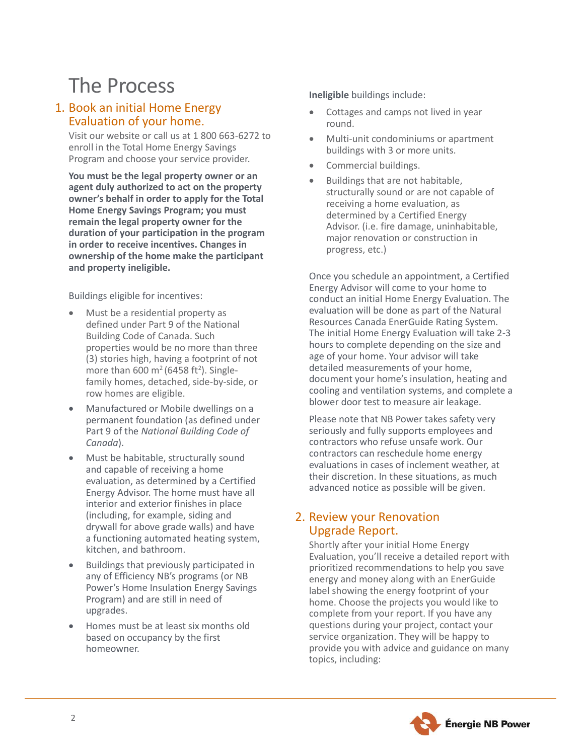# The Process

## 1. Book an initial Home Energy Evaluation of your home.

Visit our website or call us at 1 800 663-6272 to enroll in the Total Home Energy Savings Program and choose your service provider.

**You must be the legal property owner or an agent duly authorized to act on the property owner's behalf in order to apply for the Total Home Energy Savings Program; you must remain the legal property owner for the duration of your participation in the program in order to receive incentives. Changes in ownership of the home make the participant and property ineligible.**

Buildings eligible for incentives:

- Must be a residential property as defined under Part 9 of the National Building Code of Canada. Such properties would be no more than three (3) stories high, having a footprint of not more than 600 m$^2$ (6458 ft$^2$). Single-family homes, detached, side-by-side, or row homes are eligible.
- Manufactured or Mobile dwellings on a permanent foundation (as defined under Part 9 of the *National Building Code of Canada*).
- Must be habitable, structurally sound and capable of receiving a home evaluation, as determined by a Certified Energy Advisor. The home must have all interior and exterior finishes in place (including, for example, siding and drywall for above grade walls) and have a functioning automated heating system, kitchen, and bathroom.
- Buildings that previously participated in any of Efficiency NB's programs (or NB Power's Home Insulation Energy Savings Program) and are still in need of upgrades.
- Homes must be at least six months old based on occupancy by the first homeowner.

**Ineligible** buildings include:

- Cottages and camps not lived in year round.
- Multi-unit condominiums or apartment buildings with 3 or more units.
- Commercial buildings.
- Buildings that are not habitable, structurally sound or are not capable of receiving a home evaluation, as determined by a Certified Energy Advisor. (i.e. fire damage, uninhabitable, major renovation or construction in progress, etc.)

Once you schedule an appointment, a Certified Energy Advisor will come to your home to conduct an initial Home Energy Evaluation. The evaluation will be done as part of the Natural Resources Canada EnerGuide Rating System. The initial Home Energy Evaluation will take 2-3 hours to complete depending on the size and age of your home. Your advisor will take detailed measurements of your home, document your home's insulation, heating and cooling and ventilation systems, and complete a blower door test to measure air leakage.

Please note that NB Power takes safety very seriously and fully supports employees and contractors who refuse unsafe work. Our contractors can reschedule home energy evaluations in cases of inclement weather, at their discretion. In these situations, as much advanced notice as possible will be given.

## 2. Review your Renovation Upgrade Report.

Shortly after your initial Home Energy Evaluation, you'll receive a detailed report with prioritized recommendations to help you save energy and money along with an EnerGuide label showing the energy footprint of your home. Choose the projects you would like to complete from your report. If you have any questions during your project, contact your service organization. They will be happy to provide you with advice and guidance on many topics, including: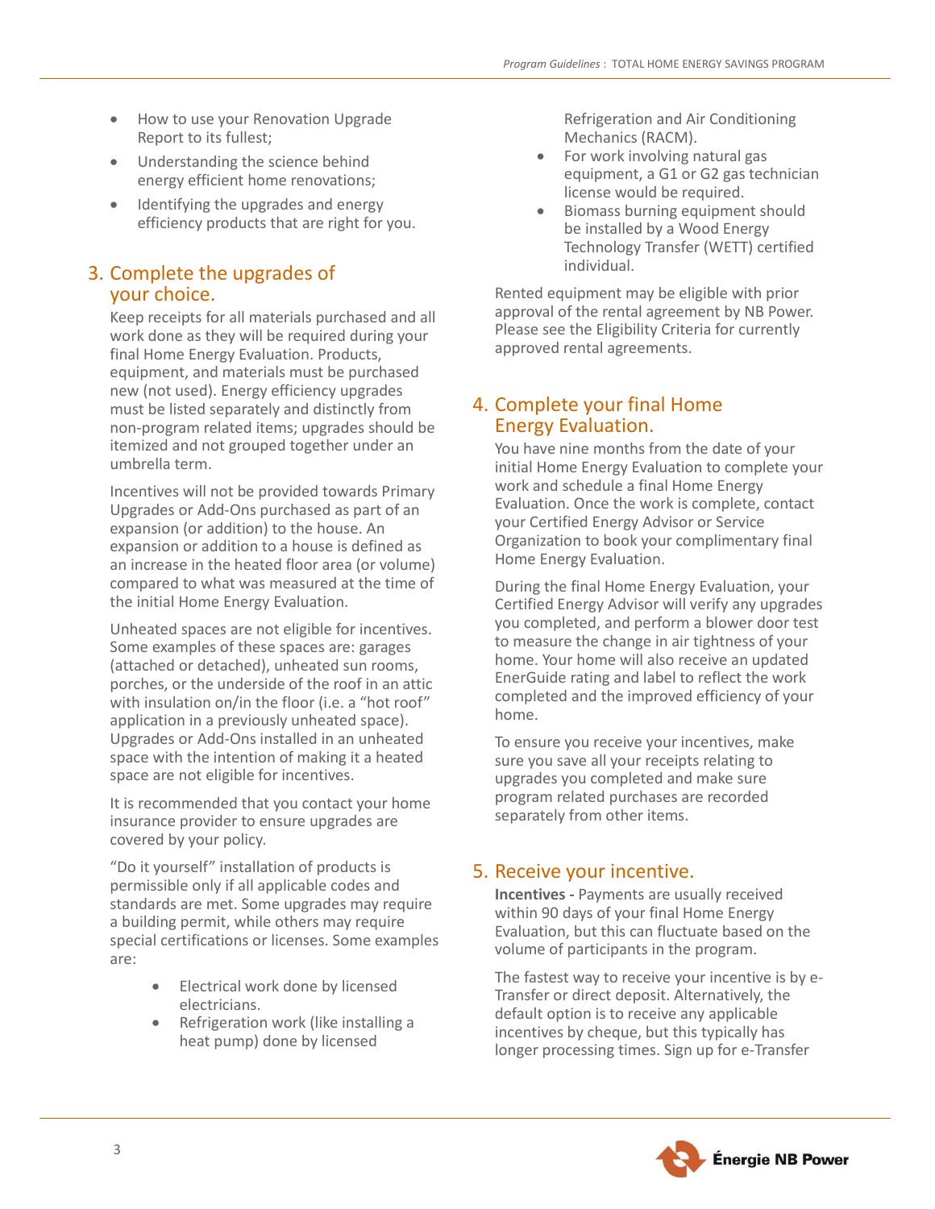- How to use your Renovation Upgrade Report to its fullest;
- Understanding the science behind energy efficient home renovations;
- Identifying the upgrades and energy efficiency products that are right for you.

## 3. Complete the upgrades of your choice.

Keep receipts for all materials purchased and all work done as they will be required during your final Home Energy Evaluation. Products, equipment, and materials must be purchased new (not used). Energy efficiency upgrades must be listed separately and distinctly from non-program related items; upgrades should be itemized and not grouped together under an umbrella term.

Incentives will not be provided towards Primary Upgrades or Add-Ons purchased as part of an expansion (or addition) to the house. An expansion or addition to a house is defined as an increase in the heated floor area (or volume) compared to what was measured at the time of the initial Home Energy Evaluation.

Unheated spaces are not eligible for incentives. Some examples of these spaces are: garages (attached or detached), unheated sun rooms, porches, or the underside of the roof in an attic with insulation on/in the floor (i.e. a "hot roof" application in a previously unheated space). Upgrades or Add-Ons installed in an unheated space with the intention of making it a heated space are not eligible for incentives.

It is recommended that you contact your home insurance provider to ensure upgrades are covered by your policy.

"Do it yourself" installation of products is permissible only if all applicable codes and standards are met. Some upgrades may require a building permit, while others may require special certifications or licenses. Some examples are:

- Electrical work done by licensed electricians.
- Refrigeration work (like installing a heat pump) done by licensed Refrigeration and Air Conditioning Mechanics (RACM).
- For work involving natural gas equipment, a G1 or G2 gas technician license would be required.
- Biomass burning equipment should be installed by a Wood Energy Technology Transfer (WETT) certified individual.

Rented equipment may be eligible with prior approval of the rental agreement by NB Power. Please see the Eligibility Criteria for currently approved rental agreements.

## 4. Complete your final Home Energy Evaluation.

You have nine months from the date of your initial Home Energy Evaluation to complete your work and schedule a final Home Energy Evaluation. Once the work is complete, contact your Certified Energy Advisor or Service Organization to book your complimentary final Home Energy Evaluation.

During the final Home Energy Evaluation, your Certified Energy Advisor will verify any upgrades you completed, and perform a blower door test to measure the change in air tightness of your home. Your home will also receive an updated EnerGuide rating and label to reflect the work completed and the improved efficiency of your home.

To ensure you receive your incentives, make sure you save all your receipts relating to upgrades you completed and make sure program related purchases are recorded separately from other items.

## 5. Receive your incentive.

**Incentives -** Payments are usually received within 90 days of your final Home Energy Evaluation, but this can fluctuate based on the volume of participants in the program.

The fastest way to receive your incentive is by e-Transfer or direct deposit. Alternatively, the default option is to receive any applicable incentives by cheque, but this typically has longer processing times. Sign up for e-Transfer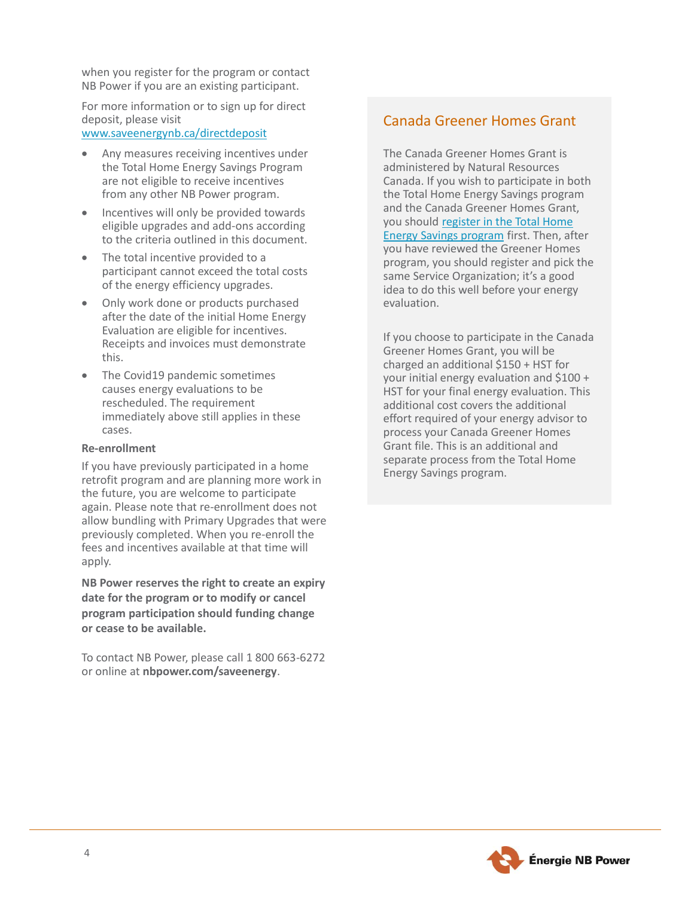when you register for the program or contact NB Power if you are an existing participant.

For more information or to sign up for direct deposit, please visit [www.saveenergynb.ca/directdeposit](www.saveenergynb.ca/directdeposit)

- Any measures receiving incentives under the Total Home Energy Savings Program are not eligible to receive incentives from any other NB Power program.
- Incentives will only be provided towards eligible upgrades and add-ons according to the criteria outlined in this document.
- The total incentive provided to a participant cannot exceed the total costs of the energy efficiency upgrades.
- Only work done or products purchased after the date of the initial Home Energy Evaluation are eligible for incentives. Receipts and invoices must demonstrate this.
- The Covid19 pandemic sometimes causes energy evaluations to be rescheduled. The requirement immediately above still applies in these cases.

**Re-enrollment**

If you have previously participated in a home retrofit program and are planning more work in the future, you are welcome to participate again. Please note that re-enrollment does not allow bundling with Primary Upgrades that were previously completed. When you re-enroll the fees and incentives available at that time will apply.

**NB Power reserves the right to create an expiry date for the program or to modify or cancel program participation should funding change or cease to be available.**

To contact NB Power, please call 1 800 663-6272 or online at **nbpower.com/saveenergy**.

## Canada Greener Homes Grant

The Canada Greener Homes Grant is administered by Natural Resources Canada. If you wish to participate in both the Total Home Energy Savings program and the Canada Greener Homes Grant, you should register in the Total Home Energy Savings program first. Then, after you have reviewed the Greener Homes program, you should register and pick the same Service Organization; it's a good idea to do this well before your energy evaluation.

If you choose to participate in the Canada Greener Homes Grant, you will be charged an additional $150 + HST for your initial energy evaluation and $100 + HST for your final energy evaluation. This additional cost covers the additional effort required of your energy advisor to process your Canada Greener Homes Grant file. This is an additional and separate process from the Total Home Energy Savings program.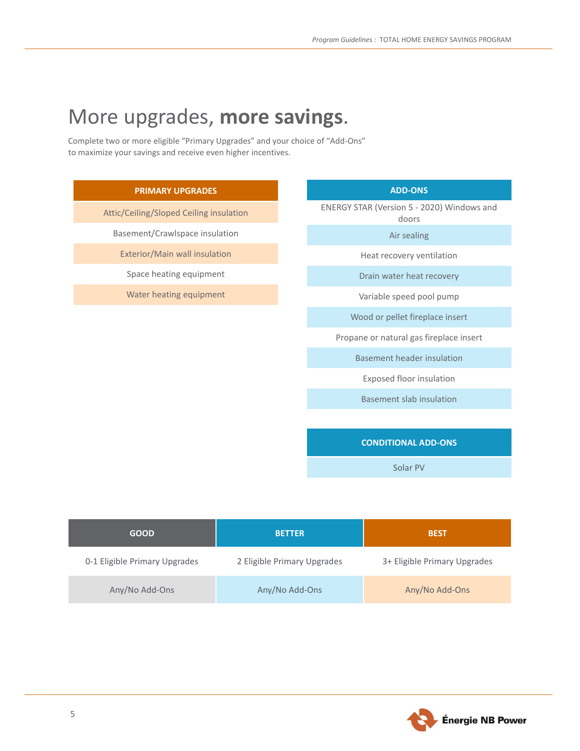# More upgrades, **more savings**.

Complete two or more eligible "Primary Upgrades" and your choice of "Add-Ons" to maximize your savings and receive even higher incentives.

| PRIMARY UPGRADES |
| --- |
| Attic/Ceiling/Sloped Ceiling insulation |
| Basement/Crawlspace insulation |
| Exterior/Main wall insulation |
| Space heating equipment |
| Water heating equipment |

| ADD-ONS |
| --- |
| ENERGY STAR (Version 5 - 2020) Windows and doors |
| Air sealing |
| Heat recovery ventilation |
| Drain water heat recovery |
| Variable speed pool pump |
| Wood or pellet fireplace insert |
| Propane or natural gas fireplace insert |
| Basement header insulation |
| Exposed floor insulation |
| Basement slab insulation |

| CONDITIONAL ADD-ONS |
| --- |
| Solar PV |

| GOOD | BETTER | BEST |
| --- | --- | --- |
| 0-1 Eligible Primary Upgrades | 2 Eligible Primary Upgrades | 3+ Eligible Primary Upgrades |
| Any/No Add-Ons | Any/No Add-Ons | Any/No Add-Ons |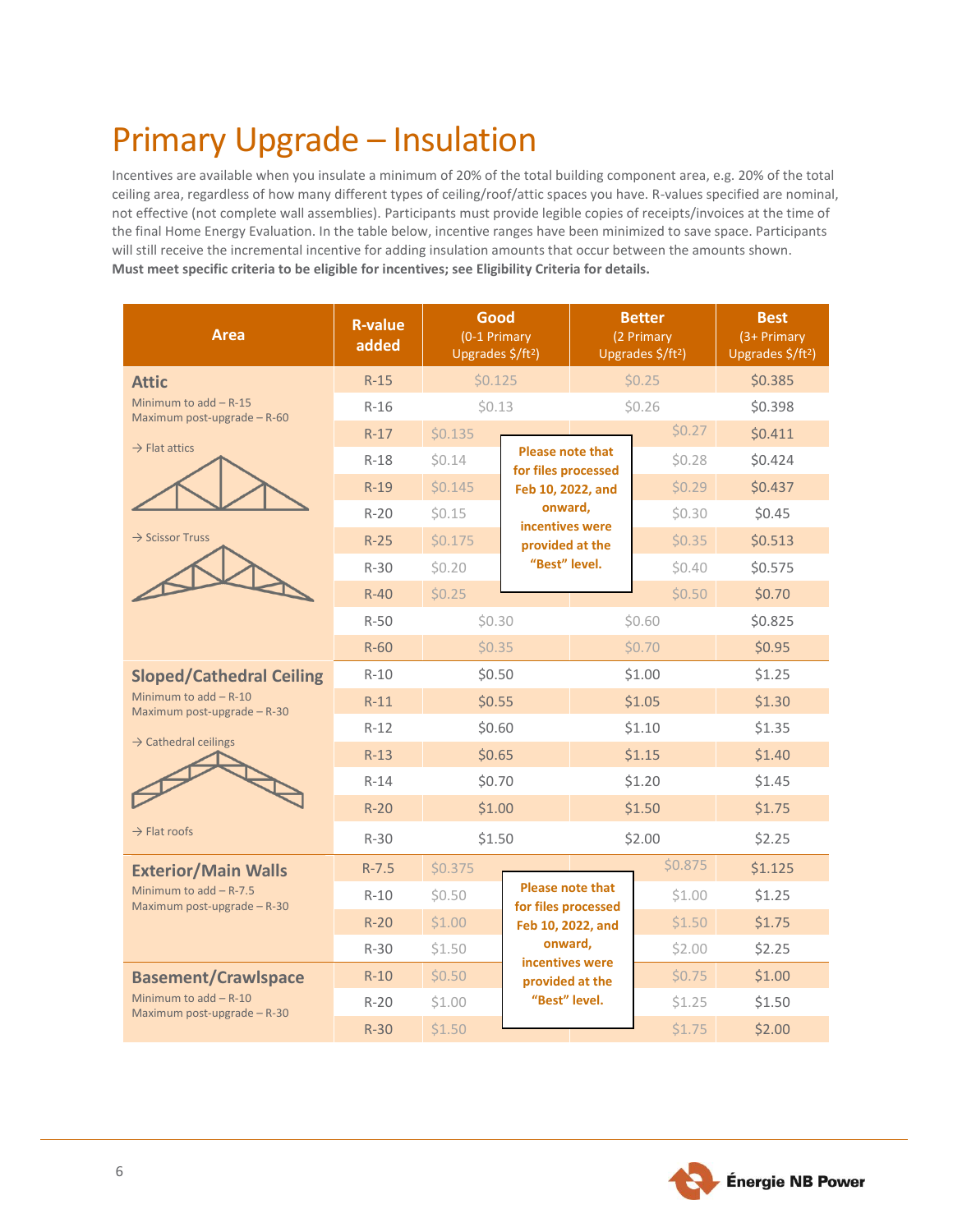# Primary Upgrade – Insulation

Incentives are available when you insulate a minimum of 20% of the total building component area, e.g. 20% of the total ceiling area, regardless of how many different types of ceiling/roof/attic spaces you have. R-values specified are nominal, not effective (not complete wall assemblies). Participants must provide legible copies of receipts/invoices at the time of the final Home Energy Evaluation. In the table below, incentive ranges have been minimized to save space. Participants will still receive the incremental incentive for adding insulation amounts that occur between the amounts shown.
**Must meet specific criteria to be eligible for incentives; see Eligibility Criteria for details.**

| Area | R-value added | Good (0-1 Primary Upgrades $/ft²) | Better (2 Primary Upgrades $/ft²) | Best (3+ Primary Upgrades $/ft²) |
|---|---|---|---|---|
| **Attic** Minimum to add – R-15 Maximum post-upgrade – R-60 → Flat attics → Scissor Truss | R-15 | $0.125 | $0.25 | $0.385 |
| | R-16 | $0.13 | $0.26 | $0.398 |
| | R-17 | $0.135 | $0.27 | $0.411 |
| | R-18 | $0.14 | $0.28 | $0.424 |
| | R-19 | $0.145 | $0.29 | $0.437 |
| | R-20 | $0.15 | $0.30 | $0.45 |
| | R-25 | $0.175 | $0.35 | $0.513 |
| | R-30 | $0.20 | $0.40 | $0.575 |
| | R-40 | $0.25 | $0.50 | $0.70 |
| | R-50 | $0.30 | $0.60 | $0.825 |
| | R-60 | $0.35 | $0.70 | $0.95 |
| **Sloped/Cathedral Ceiling** Minimum to add – R-10 Maximum post-upgrade – R-30 → Cathedral ceilings → Flat roofs | R-10 | $0.50 | $1.00 | $1.25 |
| | R-11 | $0.55 | $1.05 | $1.30 |
| | R-12 | $0.60 | $1.10 | $1.35 |
| | R-13 | $0.65 | $1.15 | $1.40 |
| | R-14 | $0.70 | $1.20 | $1.45 |
| | R-20 | $1.00 | $1.50 | $1.75 |
| | R-30 | $1.50 | $2.00 | $2.25 |
| **Exterior/Main Walls** Minimum to add – R-7.5 Maximum post-upgrade – R-30 | R-7.5 | $0.375 | $0.875 | $1.125 |
| | R-10 | $0.50 | $1.00 | $1.25 |
| | R-20 | $1.00 | $1.50 | $1.75 |
| | R-30 | $1.50 | $2.00 | $2.25 |
| **Basement/Crawlspace** Minimum to add – R-10 Maximum post-upgrade – R-30 | R-10 | $0.50 | $0.75 | $1.00 |
| | R-20 | $1.00 | $1.25 | $1.50 |
| | R-30 | $1.50 | $1.75 | $2.00 |

**Please note that for files processed Feb 10, 2022, and onward, incentives were provided at the "Best" level.** (Attic)

**Please note that for files processed Feb 10, 2022, and onward, incentives were provided at the "Best" level.** (Exterior/Main Walls and Basement/Crawlspace)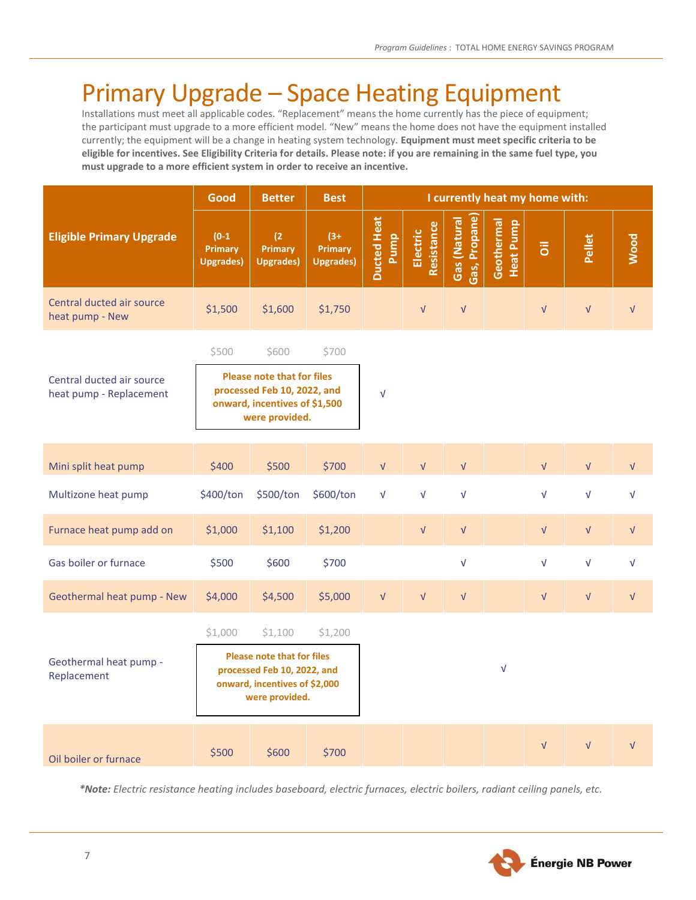# Primary Upgrade – Space Heating Equipment

Installations must meet all applicable codes. "Replacement" means the home currently has the piece of equipment; the participant must upgrade to a more efficient model. "New" means the home does not have the equipment installed currently; the equipment will be a change in heating system technology. **Equipment must meet specific criteria to be eligible for incentives. See Eligibility Criteria for details. Please note: if you are remaining in the same fuel type, you must upgrade to a more efficient system in order to receive an incentive.**

| Eligible Primary Upgrade | Good | Better | Best | I currently heat my home with: | | | | | | |
|---|---|---|---|---|---|---|---|---|---|---|
| | (0-1 Primary Upgrades) | (2 Primary Upgrades) | (3+ Primary Upgrades) | Ducted Heat Pump | Electric Resistance | Gas (Natural Gas, Propane) | Geothermal Heat Pump | Oil | Pellet | Wood |
| Central ducted air source heat pump - New | $1,500 | $1,600 | $1,750 | | √ | √ | | √ | √ | √ |
| Central ducted air source heat pump - Replacement | $500 | $600 | $700 | √ | | | | | | |
| | **Please note that for files processed Feb 10, 2022, and onward, incentives of $1,500 were provided.** | | | | | | | | | |
| Mini split heat pump | $400 | $500 | $700 | √ | √ | √ | | √ | √ | √ |
| Multizone heat pump | $400/ton | $500/ton | $600/ton | √ | √ | √ | | √ | √ | √ |
| Furnace heat pump add on | $1,000 | $1,100 | $1,200 | | √ | √ | | √ | √ | √ |
| Gas boiler or furnace | $500 | $600 | $700 | | | √ | | √ | √ | √ |
| Geothermal heat pump - New | $4,000 | $4,500 | $5,000 | √ | √ | √ | | √ | √ | √ |
| Geothermal heat pump - Replacement | $1,000 | $1,100 | $1,200 | | | | √ | | | |
| | **Please note that for files processed Feb 10, 2022, and onward, incentives of $2,000 were provided.** | | | | | | | | | |
| Oil boiler or furnace | $500 | $600 | $700 | | | | | √ | √ | √ |

***Note:** Electric resistance heating includes baseboard, electric furnaces, electric boilers, radiant ceiling panels, etc.*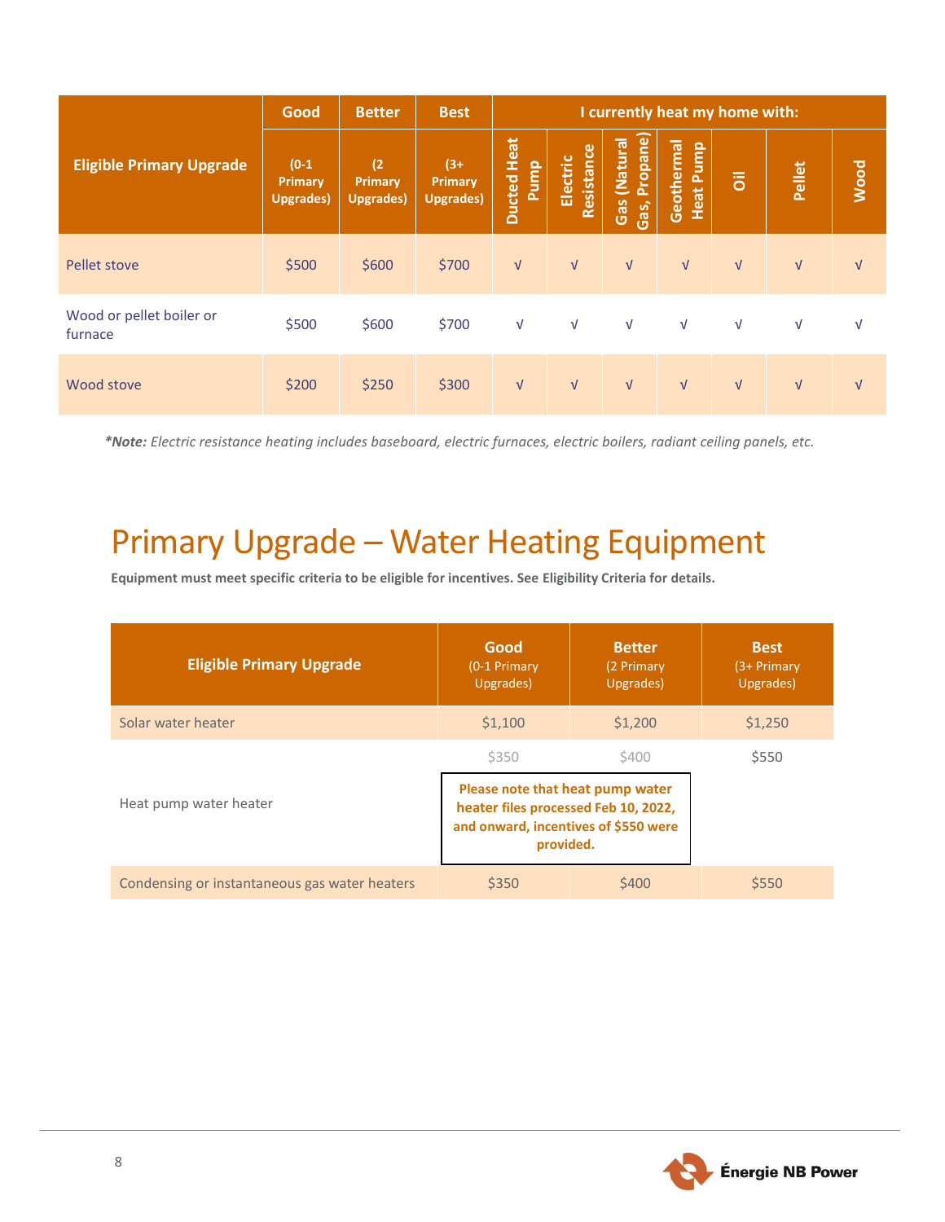| Eligible Primary Upgrade | Good | Better | Best | I currently heat my home with: | | | | | | |
|---|---|---|---|---|---|---|---|---|---|---|
| | (0-1 Primary Upgrades) | (2 Primary Upgrades) | (3+ Primary Upgrades) | Ducted Heat Pump | Electric Resistance | Gas (Natural Gas, Propane) | Geothermal Heat Pump | Oil | Pellet | Wood |
| Pellet stove | $500 | $600 | $700 | √ | √ | √ | √ | √ | √ | √ |
| Wood or pellet boiler or furnace | $500 | $600 | $700 | √ | √ | √ | √ | √ | √ | √ |
| Wood stove | $200 | $250 | $300 | √ | √ | √ | √ | √ | √ | √ |

****Note:*** *Electric resistance heating includes baseboard, electric furnaces, electric boilers, radiant ceiling panels, etc.*

# Primary Upgrade – Water Heating Equipment

**Equipment must meet specific criteria to be eligible for incentives. See Eligibility Criteria for details.**

| Eligible Primary Upgrade | Good (0-1 Primary Upgrades) | Better (2 Primary Upgrades) | Best (3+ Primary Upgrades) |
|---|---|---|---|
| Solar water heater | $1,100 | $1,200 | $1,250 |
| Heat pump water heater | $350 | $400 | $550 |
| | **Please note that heat pump water heater files processed Feb 10, 2022, and onward, incentives of $550 were provided.** | | |
| Condensing or instantaneous gas water heaters | $350 | $400 | $550 |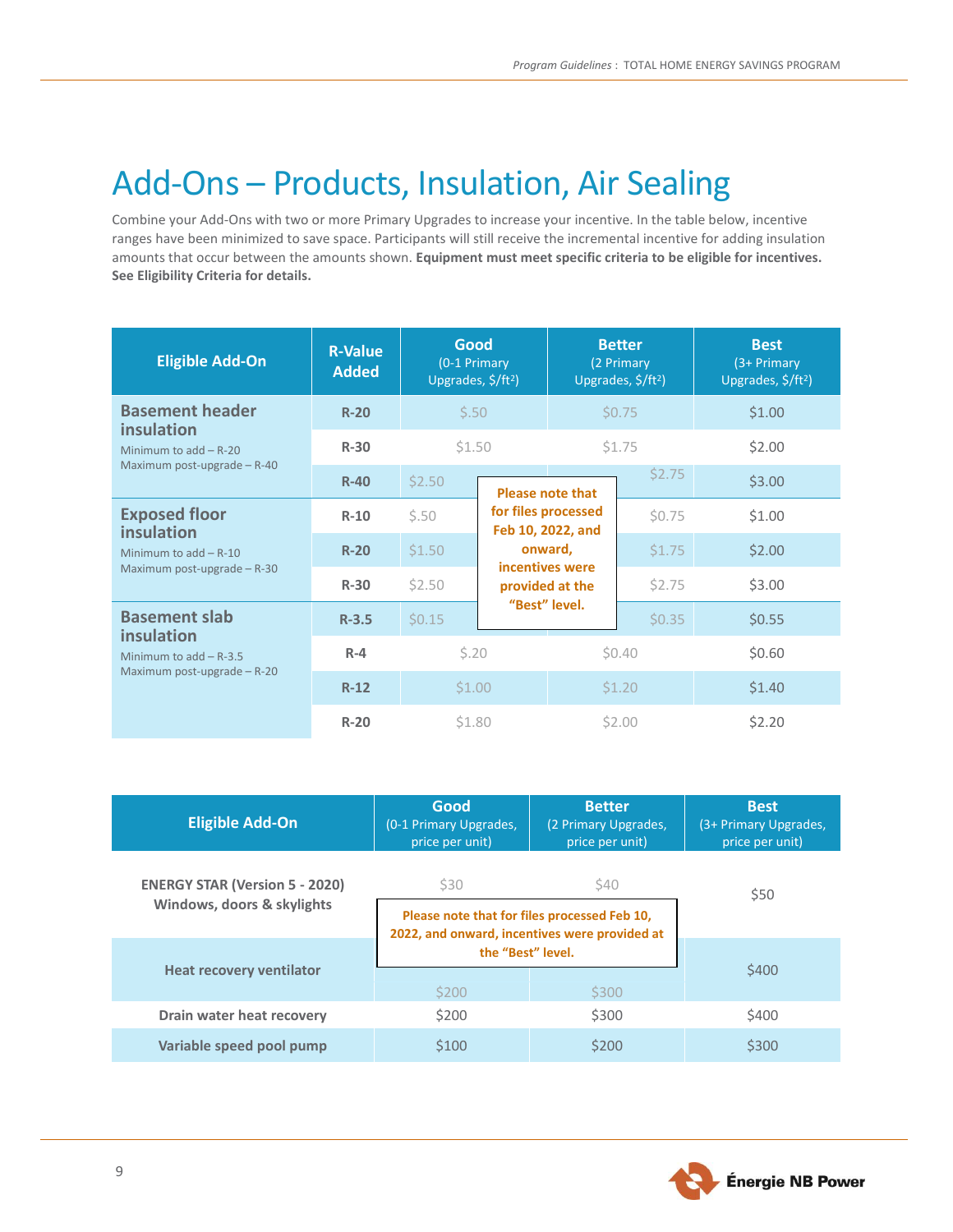# Add-Ons – Products, Insulation, Air Sealing

Combine your Add-Ons with two or more Primary Upgrades to increase your incentive. In the table below, incentive ranges have been minimized to save space. Participants will still receive the incremental incentive for adding insulation amounts that occur between the amounts shown. **Equipment must meet specific criteria to be eligible for incentives. See Eligibility Criteria for details.**

| Eligible Add-On | R-Value Added | Good (0-1 Primary Upgrades, $/ft²) | Better (2 Primary Upgrades, $/ft²) | Best (3+ Primary Upgrades, $/ft²) |
|---|---|---|---|---|
| **Basement header insulation** Minimum to add – R-20 Maximum post-upgrade – R-40 | R-20 | $.50 | $0.75 | $1.00 |
| | R-30 | $1.50 | $1.75 | $2.00 |
| | R-40 | $2.50 | $2.75 | $3.00 |
| **Exposed floor insulation** Minimum to add – R-10 Maximum post-upgrade – R-30 | R-10 | $.50 | $0.75 | $1.00 |
| | R-20 | $1.50 | $1.75 | $2.00 |
| | R-30 | $2.50 | $2.75 | $3.00 |
| **Basement slab insulation** Minimum to add – R-3.5 Maximum post-upgrade – R-20 | R-3.5 | $0.15 | $0.35 | $0.55 |
| | R-4 | $.20 | $0.40 | $0.60 |
| | R-12 | $1.00 | $1.20 | $1.40 |
| | R-20 | $1.80 | $2.00 | $2.20 |

**Please note that for files processed Feb 10, 2022, and onward, incentives were provided at the "Best" level.**

| Eligible Add-On | Good (0-1 Primary Upgrades, price per unit) | Better (2 Primary Upgrades, price per unit) | Best (3+ Primary Upgrades, price per unit) |
|---|---|---|---|
| ENERGY STAR (Version 5 - 2020) Windows, doors & skylights | $30 | $40 | $50 |
| Heat recovery ventilator | $200 | $300 | $400 |
| Drain water heat recovery | $200 | $300 | $400 |
| Variable speed pool pump | $100 | $200 | $300 |

**Please note that for files processed Feb 10, 2022, and onward, incentives were provided at the "Best" level.**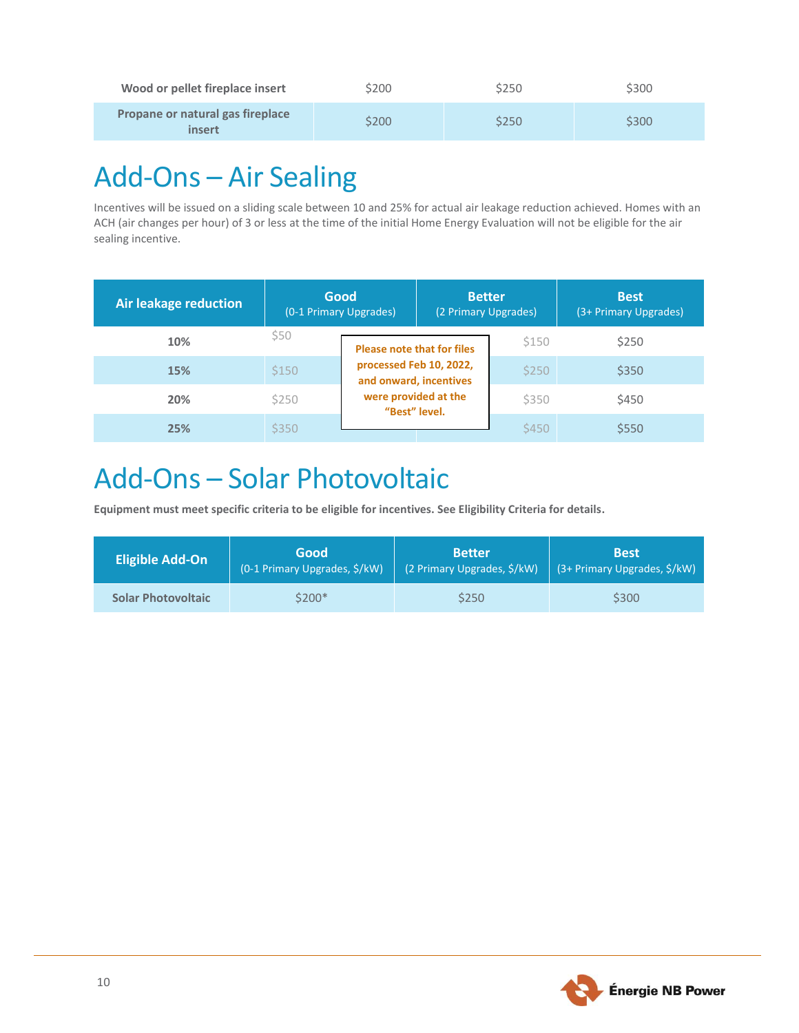| Wood or pellet fireplace insert | $200 | $250 | $300 |
|---|---|---|---|
| Propane or natural gas fireplace insert | $200 | $250 | $300 |

# Add-Ons – Air Sealing

Incentives will be issued on a sliding scale between 10 and 25% for actual air leakage reduction achieved. Homes with an ACH (air changes per hour) of 3 or less at the time of the initial Home Energy Evaluation will not be eligible for the air sealing incentive.

| Air leakage reduction | Good (0-1 Primary Upgrades) | Better (2 Primary Upgrades) | Best (3+ Primary Upgrades) |
|---|---|---|---|
| 10% | $50 | $150 | $250 |
| 15% | $150 | $250 | $350 |
| 20% | $250 | $350 | $450 |
| 25% | $350 | $450 | $550 |

**Please note that for files processed Feb 10, 2022, and onward, incentives were provided at the "Best" level.**

# Add-Ons – Solar Photovoltaic

**Equipment must meet specific criteria to be eligible for incentives. See Eligibility Criteria for details.**

| Eligible Add-On | Good (0-1 Primary Upgrades, $/kW) | Better (2 Primary Upgrades, $/kW) | Best (3+ Primary Upgrades, $/kW) |
|---|---|---|---|
| Solar Photovoltaic | $200* | $250 | $300 |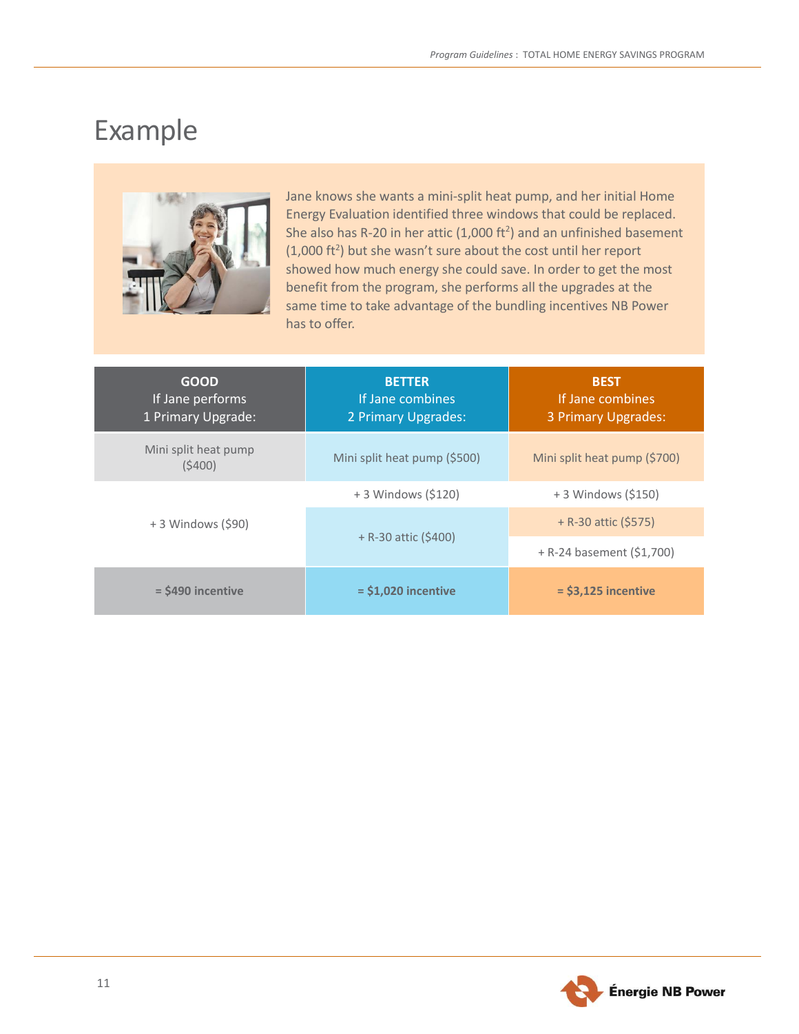# Example

Jane knows she wants a mini-split heat pump, and her initial Home Energy Evaluation identified three windows that could be replaced. She also has R-20 in her attic (1,000 ft$^2$) and an unfinished basement (1,000 ft$^2$) but she wasn't sure about the cost until her report showed how much energy she could save. In order to get the most benefit from the program, she performs all the upgrades at the same time to take advantage of the bundling incentives NB Power has to offer.

| **GOOD** If Jane performs 1 Primary Upgrade: | **BETTER** If Jane combines 2 Primary Upgrades: | **BEST** If Jane combines 3 Primary Upgrades: |
|---|---|---|
| Mini split heat pump ($400) | Mini split heat pump ($500) | Mini split heat pump ($700) |
| + 3 Windows ($90) | + 3 Windows ($120) | + 3 Windows ($150) |
| | + R-30 attic ($400) | + R-30 attic ($575) |
| | | + R-24 basement ($1,700) |
| **= $490 incentive** | **= $1,020 incentive** | **= $3,125 incentive** |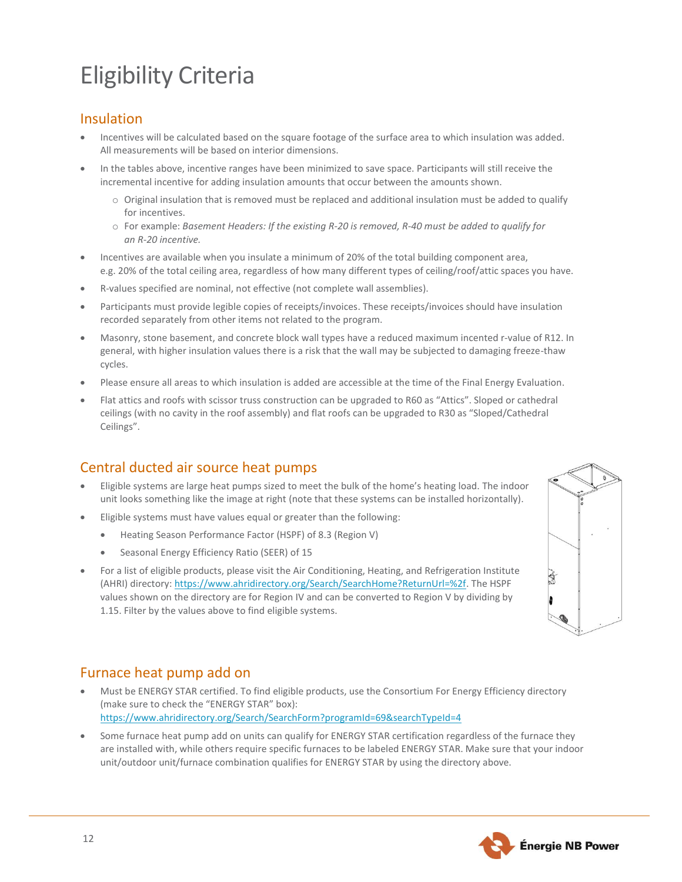# Eligibility Criteria

## Insulation

- Incentives will be calculated based on the square footage of the surface area to which insulation was added. All measurements will be based on interior dimensions.
- In the tables above, incentive ranges have been minimized to save space. Participants will still receive the incremental incentive for adding insulation amounts that occur between the amounts shown.
  - Original insulation that is removed must be replaced and additional insulation must be added to qualify for incentives.
  - For example: *Basement Headers: If the existing R-20 is removed, R-40 must be added to qualify for an R-20 incentive.*
- Incentives are available when you insulate a minimum of 20% of the total building component area, e.g. 20% of the total ceiling area, regardless of how many different types of ceiling/roof/attic spaces you have.
- R-values specified are nominal, not effective (not complete wall assemblies).
- Participants must provide legible copies of receipts/invoices. These receipts/invoices should have insulation recorded separately from other items not related to the program.
- Masonry, stone basement, and concrete block wall types have a reduced maximum incented r-value of R12. In general, with higher insulation values there is a risk that the wall may be subjected to damaging freeze-thaw cycles.
- Please ensure all areas to which insulation is added are accessible at the time of the Final Energy Evaluation.
- Flat attics and roofs with scissor truss construction can be upgraded to R60 as "Attics". Sloped or cathedral ceilings (with no cavity in the roof assembly) and flat roofs can be upgraded to R30 as "Sloped/Cathedral Ceilings".

## Central ducted air source heat pumps

- Eligible systems are large heat pumps sized to meet the bulk of the home's heating load. The indoor unit looks something like the image at right (note that these systems can be installed horizontally).
- Eligible systems must have values equal or greater than the following:
  - Heating Season Performance Factor (HSPF) of 8.3 (Region V)
  - Seasonal Energy Efficiency Ratio (SEER) of 15
- For a list of eligible products, please visit the Air Conditioning, Heating, and Refrigeration Institute (AHRI) directory: https://www.ahridirectory.org/Search/SearchHome?ReturnUrl=%2f. The HSPF values shown on the directory are for Region IV and can be converted to Region V by dividing by 1.15. Filter by the values above to find eligible systems.

## Furnace heat pump add on

- Must be ENERGY STAR certified. To find eligible products, use the Consortium For Energy Efficiency directory (make sure to check the "ENERGY STAR" box): https://www.ahridirectory.org/Search/SearchForm?programId=69&searchTypeId=4
- Some furnace heat pump add on units can qualify for ENERGY STAR certification regardless of the furnace they are installed with, while others require specific furnaces to be labeled ENERGY STAR. Make sure that your indoor unit/outdoor unit/furnace combination qualifies for ENERGY STAR by using the directory above.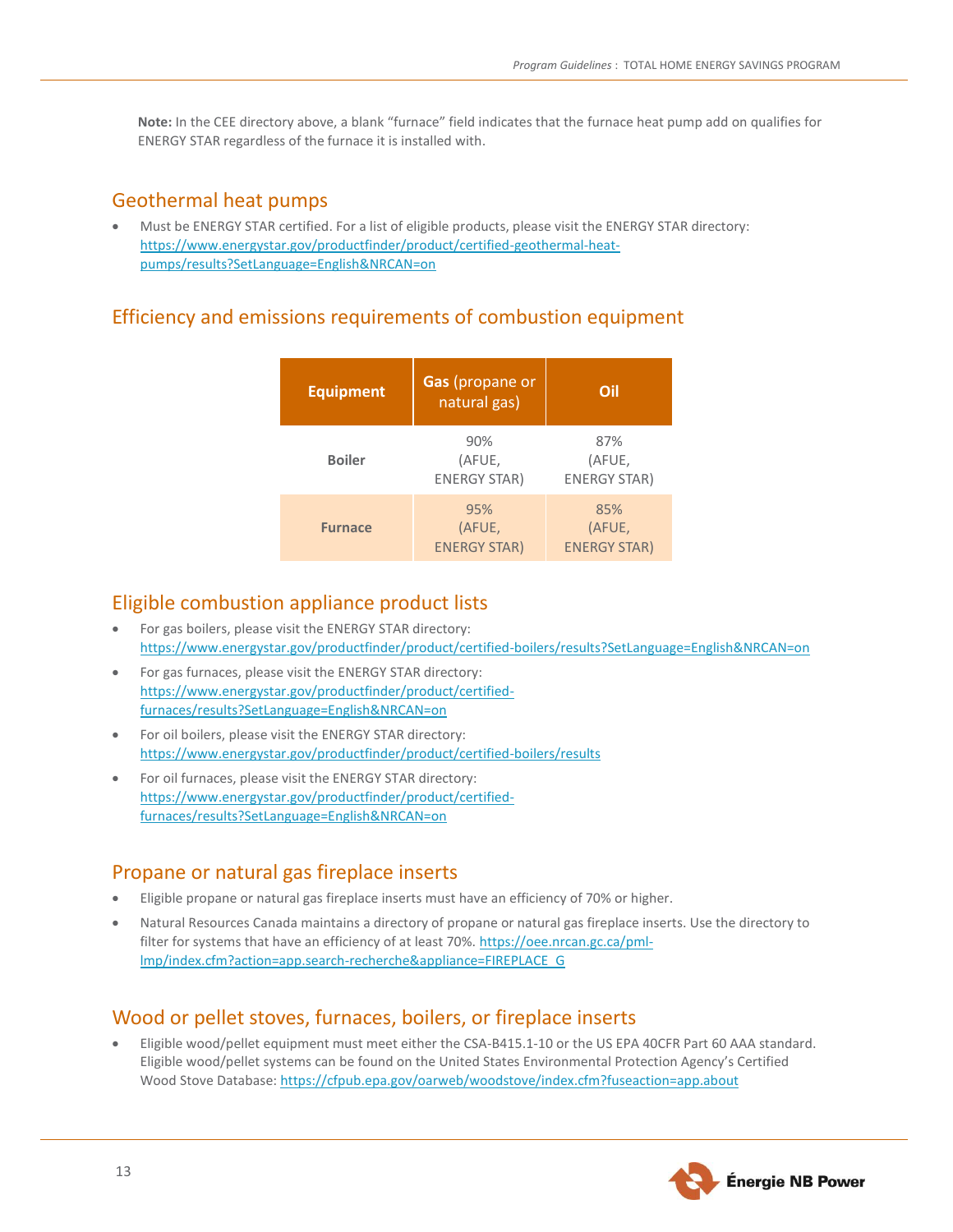**Note:** In the CEE directory above, a blank "furnace" field indicates that the furnace heat pump add on qualifies for ENERGY STAR regardless of the furnace it is installed with.

## Geothermal heat pumps

- Must be ENERGY STAR certified. For a list of eligible products, please visit the ENERGY STAR directory: https://www.energystar.gov/productfinder/product/certified-geothermal-heat-pumps/results?SetLanguage=English&NRCAN=on

## Efficiency and emissions requirements of combustion equipment

| Equipment | **Gas** (propane or natural gas) | Oil |
| --- | --- | --- |
| **Boiler** | 90% (AFUE, ENERGY STAR) | 87% (AFUE, ENERGY STAR) |
| **Furnace** | 95% (AFUE, ENERGY STAR) | 85% (AFUE, ENERGY STAR) |

## Eligible combustion appliance product lists

- For gas boilers, please visit the ENERGY STAR directory: https://www.energystar.gov/productfinder/product/certified-boilers/results?SetLanguage=English&NRCAN=on
- For gas furnaces, please visit the ENERGY STAR directory: https://www.energystar.gov/productfinder/product/certified-furnaces/results?SetLanguage=English&NRCAN=on
- For oil boilers, please visit the ENERGY STAR directory: https://www.energystar.gov/productfinder/product/certified-boilers/results
- For oil furnaces, please visit the ENERGY STAR directory: https://www.energystar.gov/productfinder/product/certified-furnaces/results?SetLanguage=English&NRCAN=on

## Propane or natural gas fireplace inserts

- Eligible propane or natural gas fireplace inserts must have an efficiency of 70% or higher.
- Natural Resources Canada maintains a directory of propane or natural gas fireplace inserts. Use the directory to filter for systems that have an efficiency of at least 70%. https://oee.nrcan.gc.ca/pml-lmp/index.cfm?action=app.search-recherche&appliance=FIREPLACE_G

## Wood or pellet stoves, furnaces, boilers, or fireplace inserts

- Eligible wood/pellet equipment must meet either the CSA-B415.1-10 or the US EPA 40CFR Part 60 AAA standard. Eligible wood/pellet systems can be found on the United States Environmental Protection Agency's Certified Wood Stove Database: https://cfpub.epa.gov/oarweb/woodstove/index.cfm?fuseaction=app.about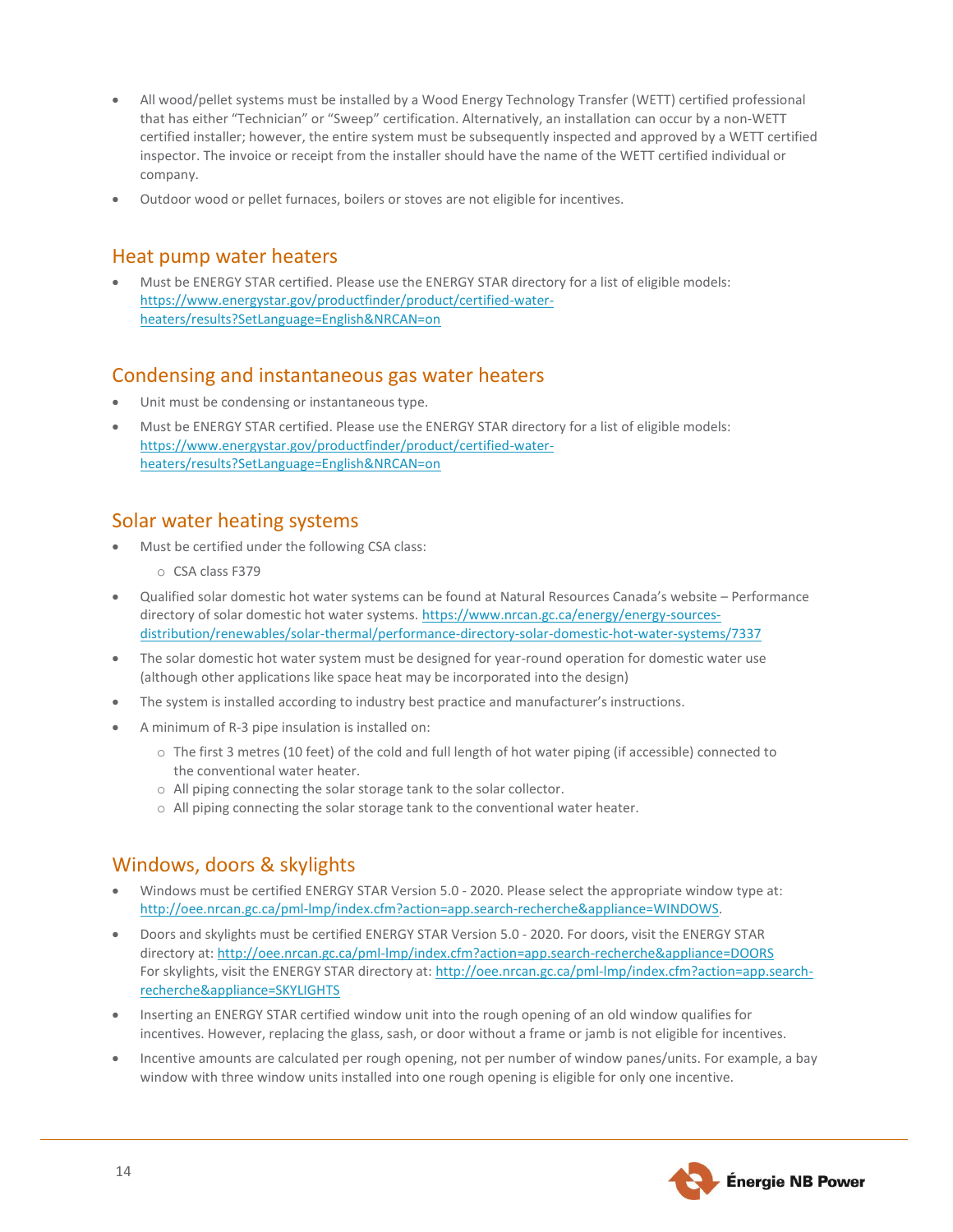- All wood/pellet systems must be installed by a Wood Energy Technology Transfer (WETT) certified professional that has either "Technician" or "Sweep" certification. Alternatively, an installation can occur by a non-WETT certified installer; however, the entire system must be subsequently inspected and approved by a WETT certified inspector. The invoice or receipt from the installer should have the name of the WETT certified individual or company.
- Outdoor wood or pellet furnaces, boilers or stoves are not eligible for incentives.

## Heat pump water heaters

- Must be ENERGY STAR certified. Please use the ENERGY STAR directory for a list of eligible models: https://www.energystar.gov/productfinder/product/certified-water-heaters/results?SetLanguage=English&NRCAN=on

## Condensing and instantaneous gas water heaters

- Unit must be condensing or instantaneous type.
- Must be ENERGY STAR certified. Please use the ENERGY STAR directory for a list of eligible models: https://www.energystar.gov/productfinder/product/certified-water-heaters/results?SetLanguage=English&NRCAN=on

## Solar water heating systems

- Must be certified under the following CSA class:
  - CSA class F379
- Qualified solar domestic hot water systems can be found at Natural Resources Canada's website – Performance directory of solar domestic hot water systems. https://www.nrcan.gc.ca/energy/energy-sources-distribution/renewables/solar-thermal/performance-directory-solar-domestic-hot-water-systems/7337
- The solar domestic hot water system must be designed for year-round operation for domestic water use (although other applications like space heat may be incorporated into the design)
- The system is installed according to industry best practice and manufacturer's instructions.
- A minimum of R-3 pipe insulation is installed on:
  - The first 3 metres (10 feet) of the cold and full length of hot water piping (if accessible) connected to the conventional water heater.
  - All piping connecting the solar storage tank to the solar collector.
  - All piping connecting the solar storage tank to the conventional water heater.

## Windows, doors & skylights

- Windows must be certified ENERGY STAR Version 5.0 - 2020. Please select the appropriate window type at: http://oee.nrcan.gc.ca/pml-lmp/index.cfm?action=app.search-recherche&appliance=WINDOWS.
- Doors and skylights must be certified ENERGY STAR Version 5.0 - 2020. For doors, visit the ENERGY STAR directory at: http://oee.nrcan.gc.ca/pml-lmp/index.cfm?action=app.search-recherche&appliance=DOORS For skylights, visit the ENERGY STAR directory at: http://oee.nrcan.gc.ca/pml-lmp/index.cfm?action=app.search-recherche&appliance=SKYLIGHTS
- Inserting an ENERGY STAR certified window unit into the rough opening of an old window qualifies for incentives. However, replacing the glass, sash, or door without a frame or jamb is not eligible for incentives.
- Incentive amounts are calculated per rough opening, not per number of window panes/units. For example, a bay window with three window units installed into one rough opening is eligible for only one incentive.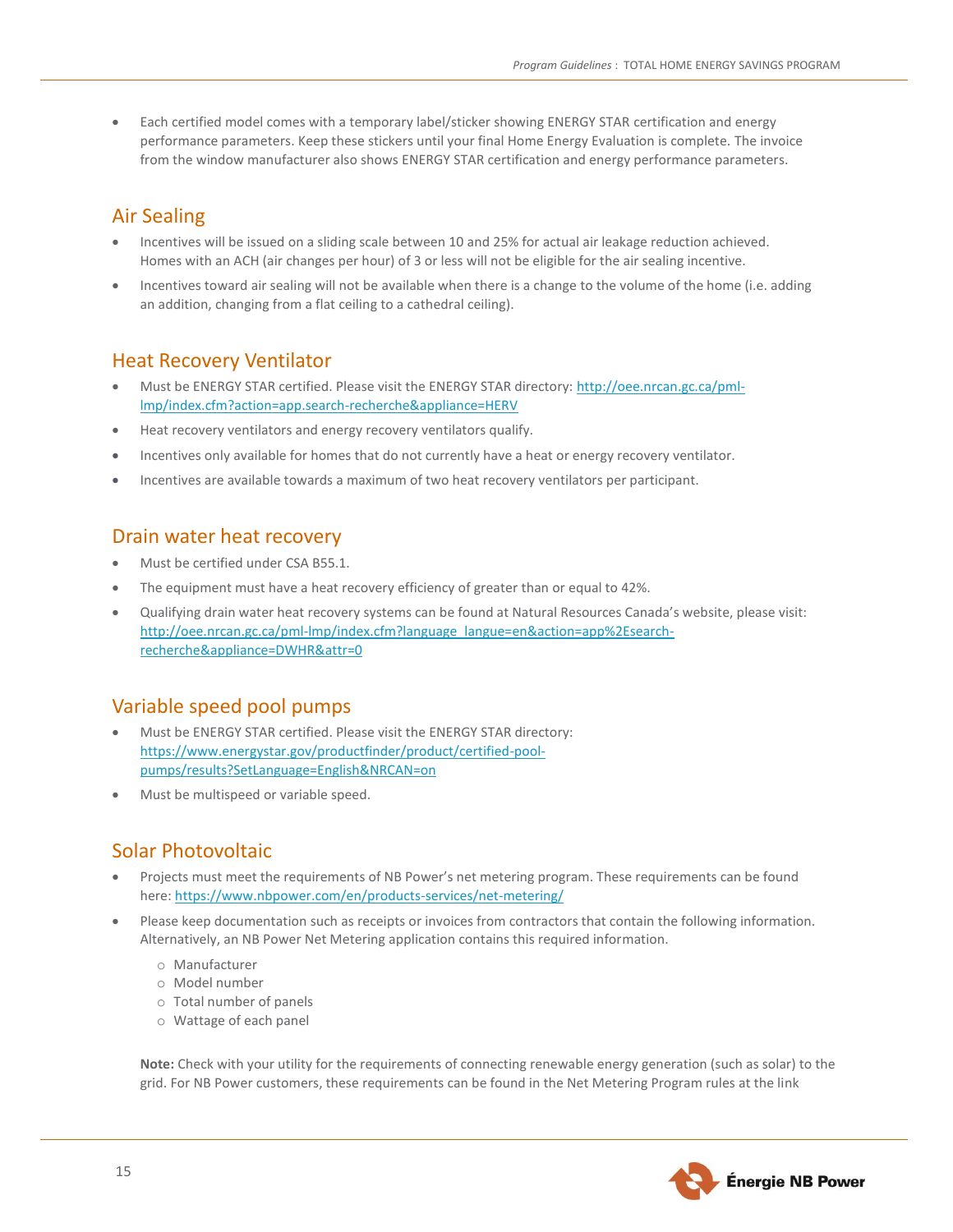- Each certified model comes with a temporary label/sticker showing ENERGY STAR certification and energy performance parameters. Keep these stickers until your final Home Energy Evaluation is complete. The invoice from the window manufacturer also shows ENERGY STAR certification and energy performance parameters.

## Air Sealing

- Incentives will be issued on a sliding scale between 10 and 25% for actual air leakage reduction achieved. Homes with an ACH (air changes per hour) of 3 or less will not be eligible for the air sealing incentive.
- Incentives toward air sealing will not be available when there is a change to the volume of the home (i.e. adding an addition, changing from a flat ceiling to a cathedral ceiling).

## Heat Recovery Ventilator

- Must be ENERGY STAR certified. Please visit the ENERGY STAR directory: [http://oee.nrcan.gc.ca/pml-lmp/index.cfm?action=app.search-recherche&appliance=HERV](http://oee.nrcan.gc.ca/pml-lmp/index.cfm?action=app.search-recherche&appliance=HERV)
- Heat recovery ventilators and energy recovery ventilators qualify.
- Incentives only available for homes that do not currently have a heat or energy recovery ventilator.
- Incentives are available towards a maximum of two heat recovery ventilators per participant.

## Drain water heat recovery

- Must be certified under CSA B55.1.
- The equipment must have a heat recovery efficiency of greater than or equal to 42%.
- Qualifying drain water heat recovery systems can be found at Natural Resources Canada's website, please visit: [http://oee.nrcan.gc.ca/pml-lmp/index.cfm?language_langue=en&action=app%2Esearch-recherche&appliance=DWHR&attr=0](http://oee.nrcan.gc.ca/pml-lmp/index.cfm?language_langue=en&action=app%2Esearch-recherche&appliance=DWHR&attr=0)

## Variable speed pool pumps

- Must be ENERGY STAR certified. Please visit the ENERGY STAR directory: [https://www.energystar.gov/productfinder/product/certified-pool-pumps/results?SetLanguage=English&NRCAN=on](https://www.energystar.gov/productfinder/product/certified-pool-pumps/results?SetLanguage=English&NRCAN=on)
- Must be multispeed or variable speed.

## Solar Photovoltaic

- Projects must meet the requirements of NB Power's net metering program. These requirements can be found here: [https://www.nbpower.com/en/products-services/net-metering/](https://www.nbpower.com/en/products-services/net-metering/)
- Please keep documentation such as receipts or invoices from contractors that contain the following information. Alternatively, an NB Power Net Metering application contains this required information.
  - Manufacturer
  - Model number
  - Total number of panels
  - Wattage of each panel

  **Note:** Check with your utility for the requirements of connecting renewable energy generation (such as solar) to the grid. For NB Power customers, these requirements can be found in the Net Metering Program rules at the link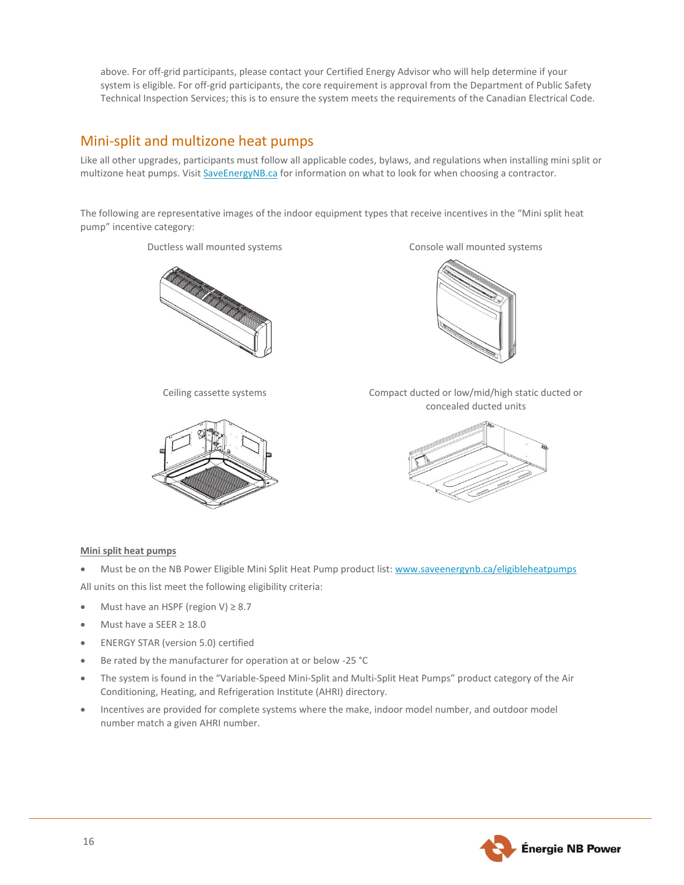above. For off-grid participants, please contact your Certified Energy Advisor who will help determine if your system is eligible. For off-grid participants, the core requirement is approval from the Department of Public Safety Technical Inspection Services; this is to ensure the system meets the requirements of the Canadian Electrical Code.

## Mini-split and multizone heat pumps

Like all other upgrades, participants must follow all applicable codes, bylaws, and regulations when installing mini split or multizone heat pumps. Visit SaveEnergyNB.ca for information on what to look for when choosing a contractor.

The following are representative images of the indoor equipment types that receive incentives in the "Mini split heat pump" incentive category:

Ductless wall mounted systems

Console wall mounted systems

Ceiling cassette systems

Compact ducted or low/mid/high static ducted or concealed ducted units

**Mini split heat pumps**

- Must be on the NB Power Eligible Mini Split Heat Pump product list: www.saveenergynb.ca/eligibleheatpumps

All units on this list meet the following eligibility criteria:

- Must have an HSPF (region V) ≥ 8.7
- Must have a SEER ≥ 18.0
- ENERGY STAR (version 5.0) certified
- Be rated by the manufacturer for operation at or below -25 °C
- The system is found in the "Variable-Speed Mini-Split and Multi-Split Heat Pumps" product category of the Air Conditioning, Heating, and Refrigeration Institute (AHRI) directory.
- Incentives are provided for complete systems where the make, indoor model number, and outdoor model number match a given AHRI number.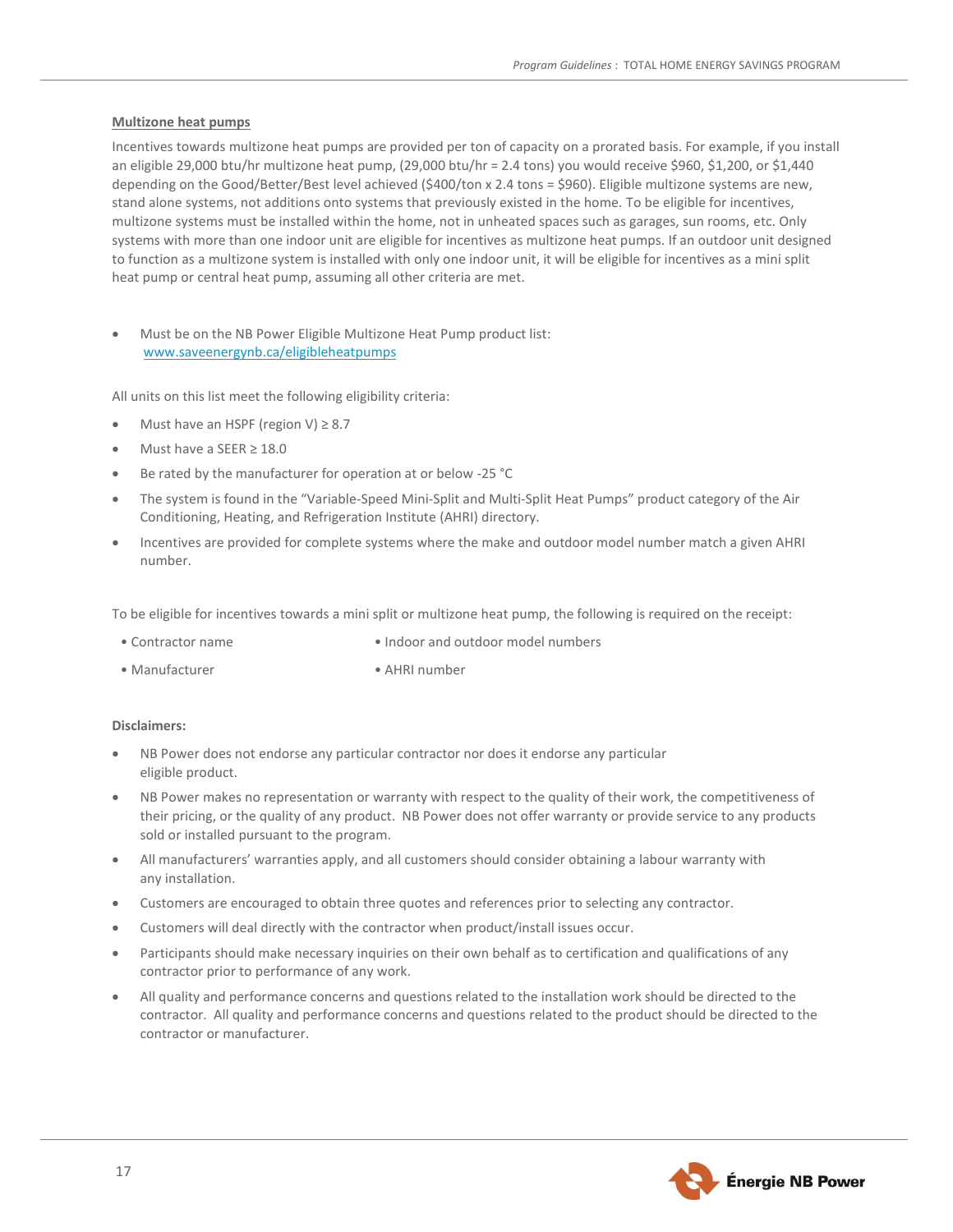### Multizone heat pumps

Incentives towards multizone heat pumps are provided per ton of capacity on a prorated basis. For example, if you install an eligible 29,000 btu/hr multizone heat pump, (29,000 btu/hr = 2.4 tons) you would receive $960, $1,200, or $1,440 depending on the Good/Better/Best level achieved ($400/ton x 2.4 tons = $960). Eligible multizone systems are new, stand alone systems, not additions onto systems that previously existed in the home. To be eligible for incentives, multizone systems must be installed within the home, not in unheated spaces such as garages, sun rooms, etc. Only systems with more than one indoor unit are eligible for incentives as multizone heat pumps. If an outdoor unit designed to function as a multizone system is installed with only one indoor unit, it will be eligible for incentives as a mini split heat pump or central heat pump, assuming all other criteria are met.

- Must be on the NB Power Eligible Multizone Heat Pump product list: www.saveenergynb.ca/eligibleheatpumps

All units on this list meet the following eligibility criteria:

- Must have an HSPF (region V) ≥ 8.7
- Must have a SEER ≥ 18.0
- Be rated by the manufacturer for operation at or below -25 °C
- The system is found in the "Variable-Speed Mini-Split and Multi-Split Heat Pumps" product category of the Air Conditioning, Heating, and Refrigeration Institute (AHRI) directory.
- Incentives are provided for complete systems where the make and outdoor model number match a given AHRI number.

To be eligible for incentives towards a mini split or multizone heat pump, the following is required on the receipt:

- Contractor name
- Manufacturer
- Indoor and outdoor model numbers
- AHRI number

**Disclaimers:**

- NB Power does not endorse any particular contractor nor does it endorse any particular eligible product.
- NB Power makes no representation or warranty with respect to the quality of their work, the competitiveness of their pricing, or the quality of any product. NB Power does not offer warranty or provide service to any products sold or installed pursuant to the program.
- All manufacturers' warranties apply, and all customers should consider obtaining a labour warranty with any installation.
- Customers are encouraged to obtain three quotes and references prior to selecting any contractor.
- Customers will deal directly with the contractor when product/install issues occur.
- Participants should make necessary inquiries on their own behalf as to certification and qualifications of any contractor prior to performance of any work.
- All quality and performance concerns and questions related to the installation work should be directed to the contractor. All quality and performance concerns and questions related to the product should be directed to the contractor or manufacturer.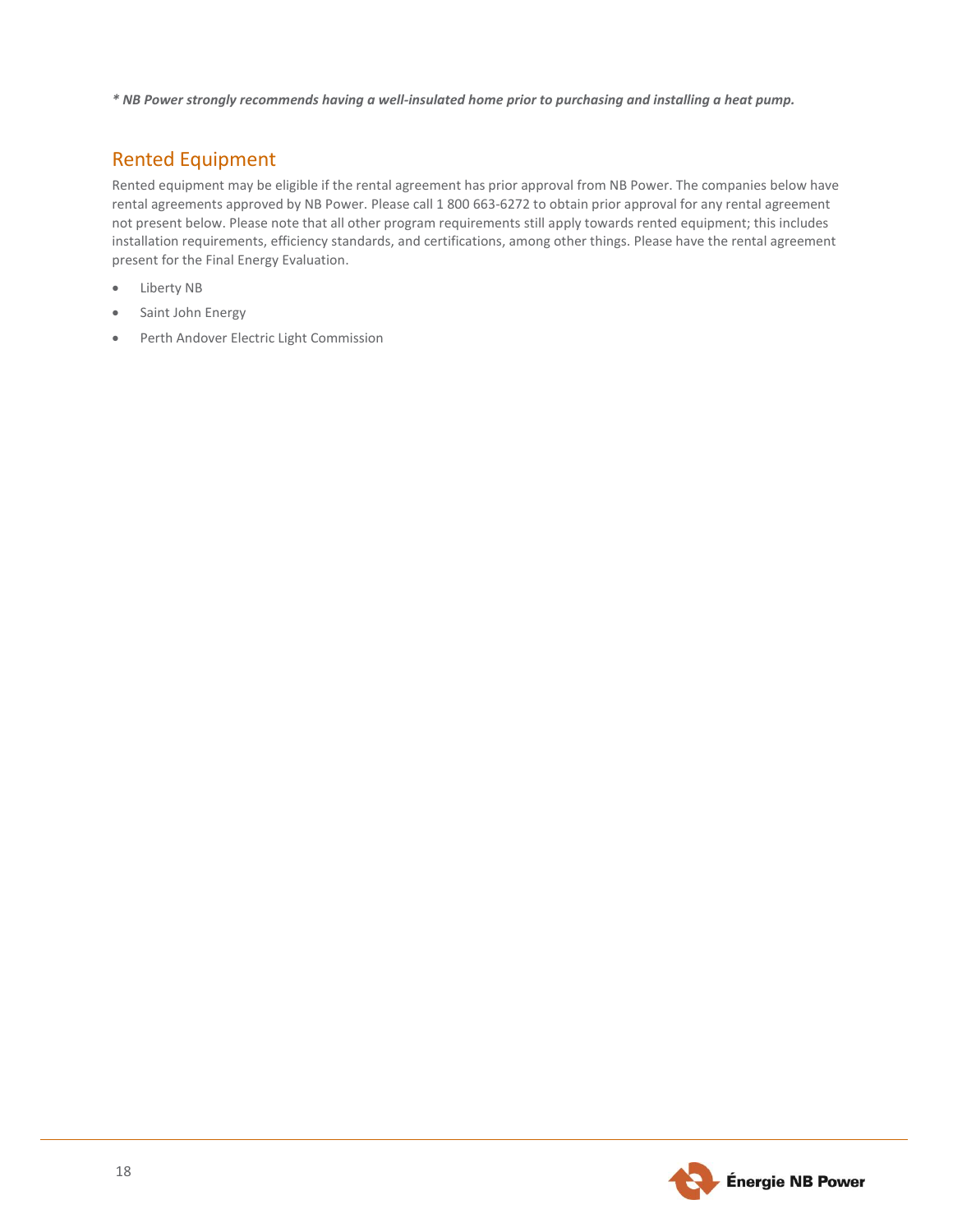***\* NB Power strongly recommends having a well-insulated home prior to purchasing and installing a heat pump.***

## Rented Equipment

Rented equipment may be eligible if the rental agreement has prior approval from NB Power. The companies below have rental agreements approved by NB Power. Please call 1 800 663-6272 to obtain prior approval for any rental agreement not present below. Please note that all other program requirements still apply towards rented equipment; this includes installation requirements, efficiency standards, and certifications, among other things. Please have the rental agreement present for the Final Energy Evaluation.

- Liberty NB
- Saint John Energy
- Perth Andover Electric Light Commission